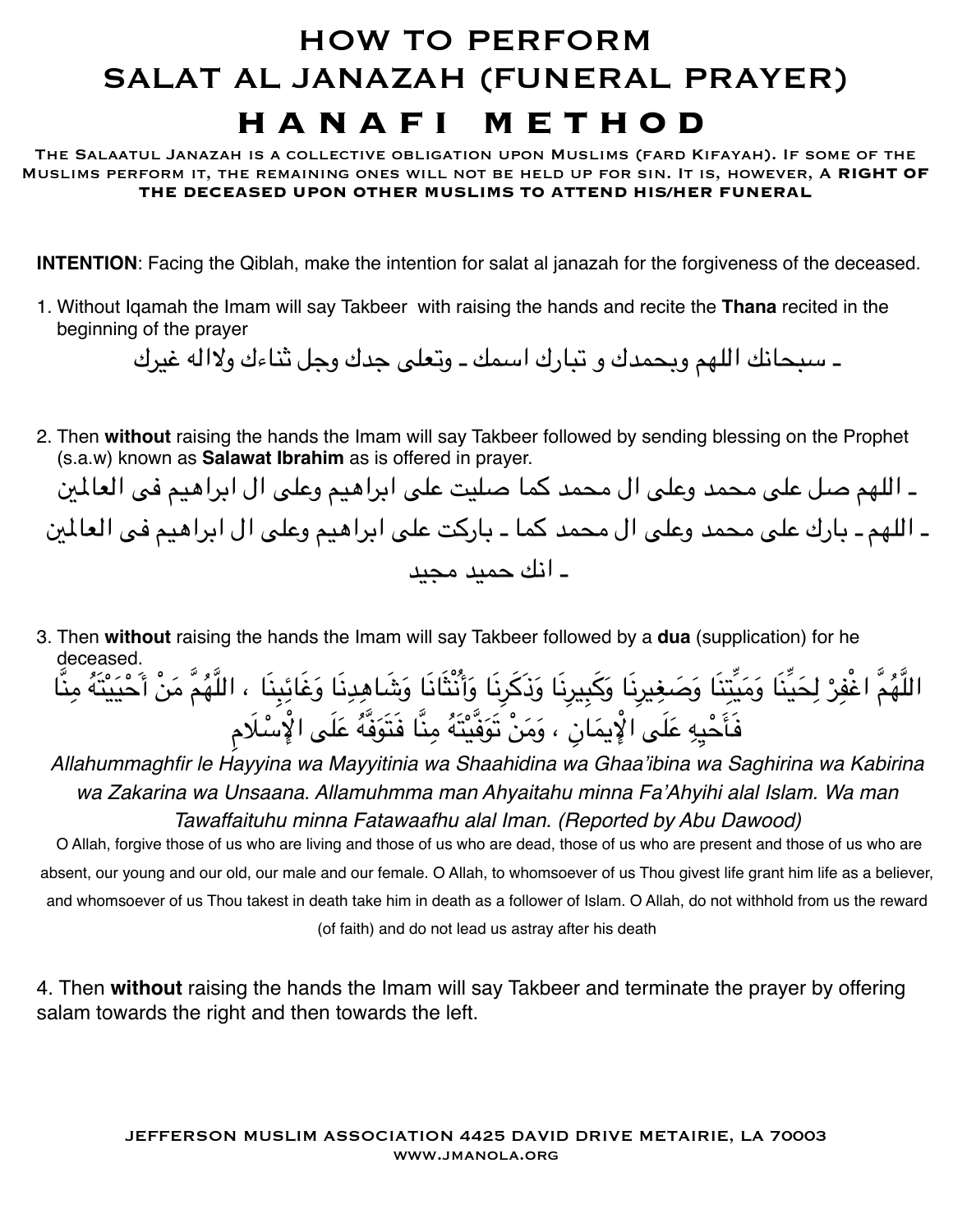# HOW TO PERFORM SALAT AL JANAZAH (FUNERAL PRAYER)

## HANAFI METHOD

The Salaatul Janazah is a collective obligation upon Muslims (fard Kifayah). If some of the Muslims perform it, the remaining ones will not be held up for sin. It is, however, A **RIGHT OF THE DECEASED UPON OTHER MUSLIMS TO ATTEND HIS/HER FUNERAL**

**INTENTION**: Facing the Qiblah, make the intention for salat al janazah for the forgiveness of the deceased.

1. Without Iqamah the Imam will say Takbeer with raising the hands and recite the **Thana** recited in the beginning of the prayer

ـ سبحانك اللهم وبحمدك و تبارك اسمك ـ وتعلى جدك وجل ثناءك ولااله غيرك

2. Then **without** raising the hands the Imam will say Takbeer followed by sending blessing on the Prophet (s.a.w) known as **Salawat Ibrahim** as is offered in prayer.

ـ اللهم صل على محمد وعلى ال محمد كما صليت على ابراهيم وعلى ال ابراهيم فى العالمين
ـ اللهم ـ بارك على محمد وعلى ال محمد كما ـ باركت على ابراهيم وعلى ال ابراهيم فى العالمين
ـ انك حميد مجيد

3. Then **without** raising the hands the Imam will say Takbeer followed by a **dua** (supplication) for he deceased.

اللَّهُمَّ اغْفِرْ لِحَيِّنَا وَمَيِّتِنَا وَصَغِيرِنَا وَكَبِيرِنَا وَذَكَرِنَا وَأُنْثَانَا وَشَاهِدِنَا وَغَائِبِنَا ، اللَّهُمَّ مَنْ أَحْيَيْتَهُ مِنَّا فَأَحْيِهِ عَلَى الْإِيمَانِ ، وَمَنْ تَوَفَّيْتَهُ مِنَّا فَتَوَفَّهُ عَلَى الْإِسْلَامِ

*Allahummaghfir le Hayyina wa Mayyitinia wa Shaahidina wa Ghaa'ibina wa Saghirina wa Kabirina wa Zakarina wa Unsaana. Allamuhmma man Ahyaitahu minna Fa'Ahyihi alal Islam. Wa man Tawaffaituhu minna Fatawaafhu alal Iman. (Reported by Abu Dawood)*

O Allah, forgive those of us who are living and those of us who are dead, those of us who are present and those of us who are absent, our young and our old, our male and our female. O Allah, to whomsoever of us Thou givest life grant him life as a believer, and whomsoever of us Thou takest in death take him in death as a follower of Islam. O Allah, do not withhold from us the reward (of faith) and do not lead us astray after his death

4. Then **without** raising the hands the Imam will say Takbeer and terminate the prayer by offering salam towards the right and then towards the left.

JEFFERSON MUSLIM ASSOCIATION 4425 DAVID DRIVE METAIRIE, LA 70003
WWW.JMANOLA.ORG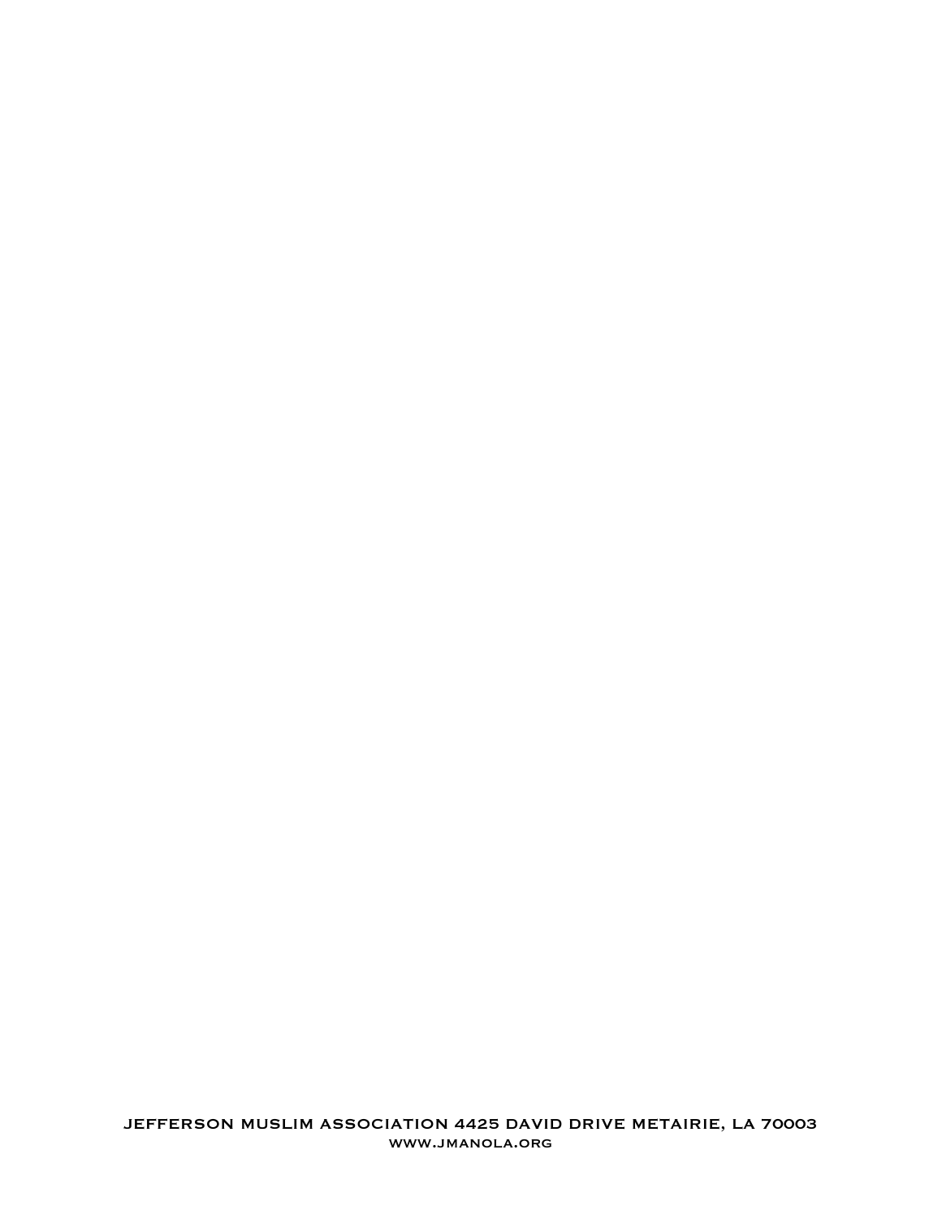JEFFERSON MUSLIM ASSOCIATION 4425 DAVID DRIVE METAIRIE, LA 70003

WWW.JMANOLA.ORG